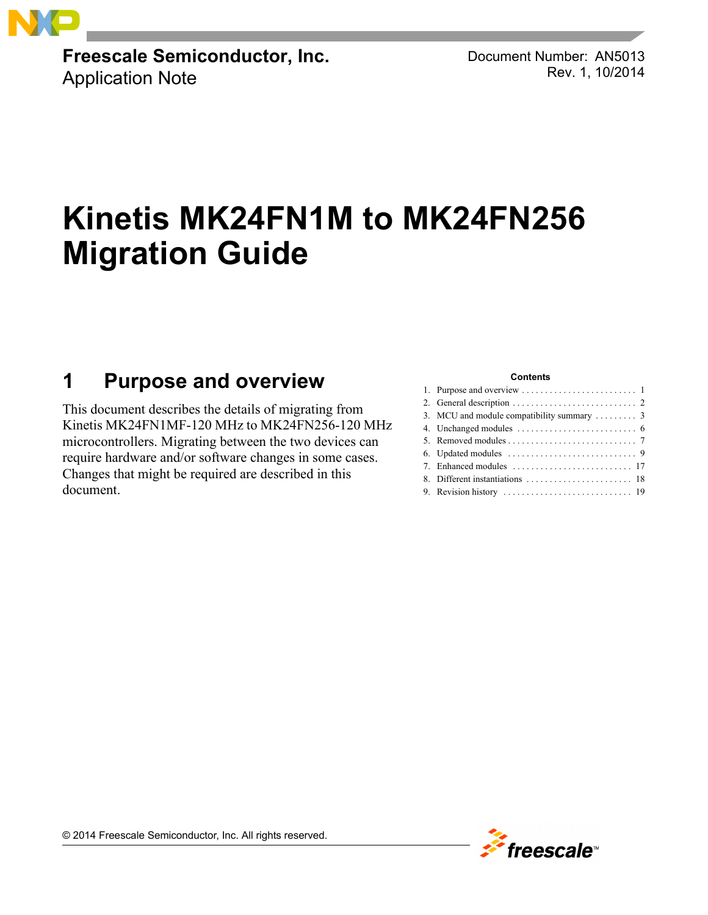Freescale Semiconductor, Inc.
Application Note

Document Number: AN5013
Rev. 1, 10/2014

# Kinetis MK24FN1M to MK24FN256 Migration Guide

## 1 Purpose and overview

This document describes the details of migrating from Kinetis MK24FN1MF-120 MHz to MK24FN256-120 MHz microcontrollers. Migrating between the two devices can require hardware and/or software changes in some cases. Changes that might be required are described in this document.

**Contents**

1. Purpose and overview . . . . . . . . . . . . . . . . . . . . . . . . . 1
2. General description . . . . . . . . . . . . . . . . . . . . . . . . . . 2
3. MCU and module compatibility summary . . . . . . . . . 3
4. Unchanged modules . . . . . . . . . . . . . . . . . . . . . . . . . 6
5. Removed modules . . . . . . . . . . . . . . . . . . . . . . . . . . . 7
6. Updated modules . . . . . . . . . . . . . . . . . . . . . . . . . . . 9
7. Enhanced modules . . . . . . . . . . . . . . . . . . . . . . . . . . 17
8. Different instantiations . . . . . . . . . . . . . . . . . . . . . . . 18
9. Revision history . . . . . . . . . . . . . . . . . . . . . . . . . . . . 19

© 2014 Freescale Semiconductor, Inc. All rights reserved.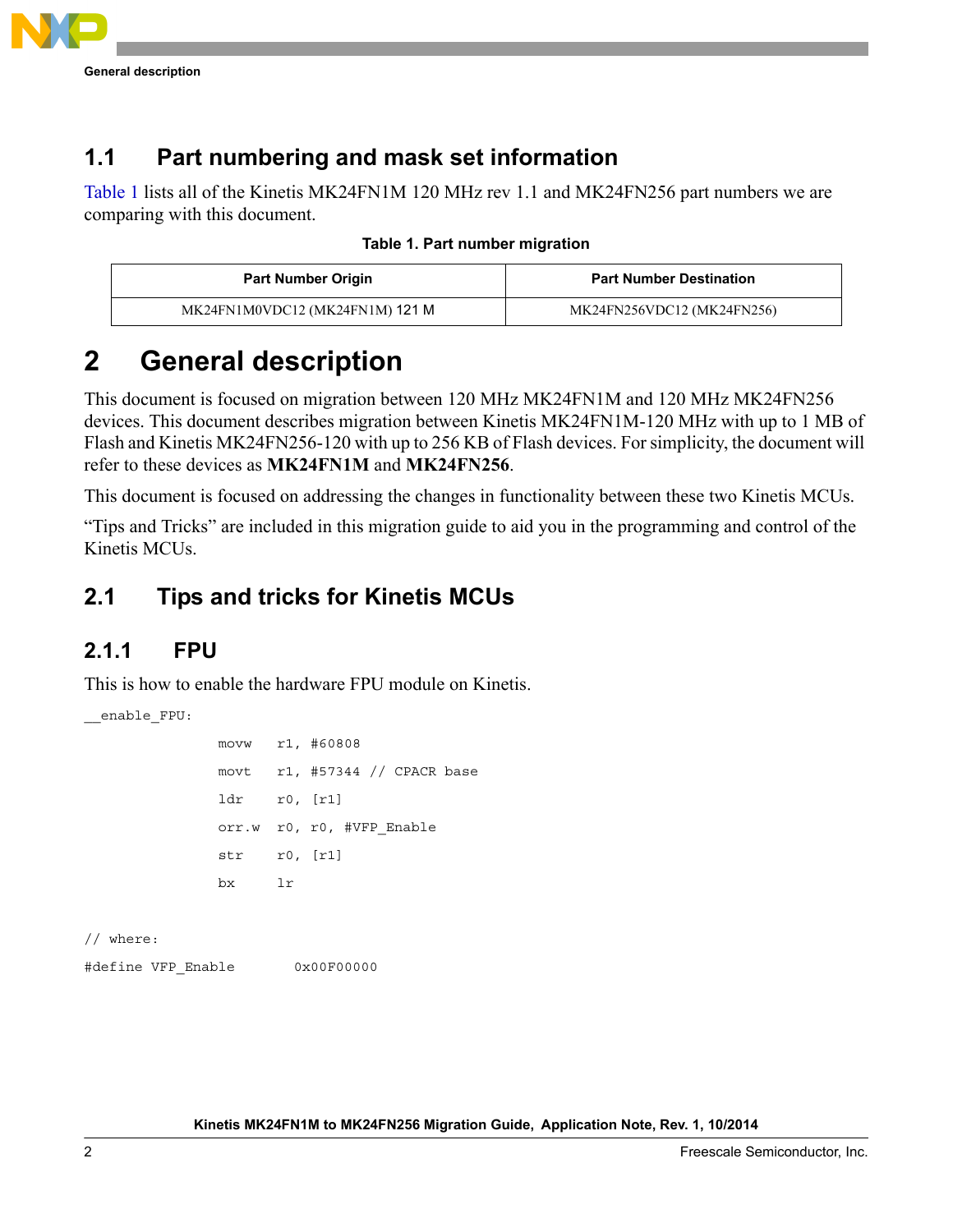## 1.1 Part numbering and mask set information

Table 1 lists all of the Kinetis MK24FN1M 120 MHz rev 1.1 and MK24FN256 part numbers we are comparing with this document.

**Table 1. Part number migration**

| Part Number Origin | Part Number Destination |
|---|---|
| MK24FN1M0VDC12 (MK24FN1M) 121 M | MK24FN256VDC12 (MK24FN256) |

# 2 General description

This document is focused on migration between 120 MHz MK24FN1M and 120 MHz MK24FN256 devices. This document describes migration between Kinetis MK24FN1M-120 MHz with up to 1 MB of Flash and Kinetis MK24FN256-120 with up to 256 KB of Flash devices. For simplicity, the document will refer to these devices as **MK24FN1M** and **MK24FN256**.

This document is focused on addressing the changes in functionality between these two Kinetis MCUs.

"Tips and Tricks" are included in this migration guide to aid you in the programming and control of the Kinetis MCUs.

## 2.1 Tips and tricks for Kinetis MCUs

### 2.1.1 FPU

This is how to enable the hardware FPU module on Kinetis.

```
__enable_FPU:
                movw    r1, #60808
                movt    r1, #57344 // CPACR base
                ldr     r0, [r1]
                orr.w   r0, r0, #VFP_Enable
                str     r0, [r1]
                bx      lr

// where:
#define VFP_Enable      0x00F00000
```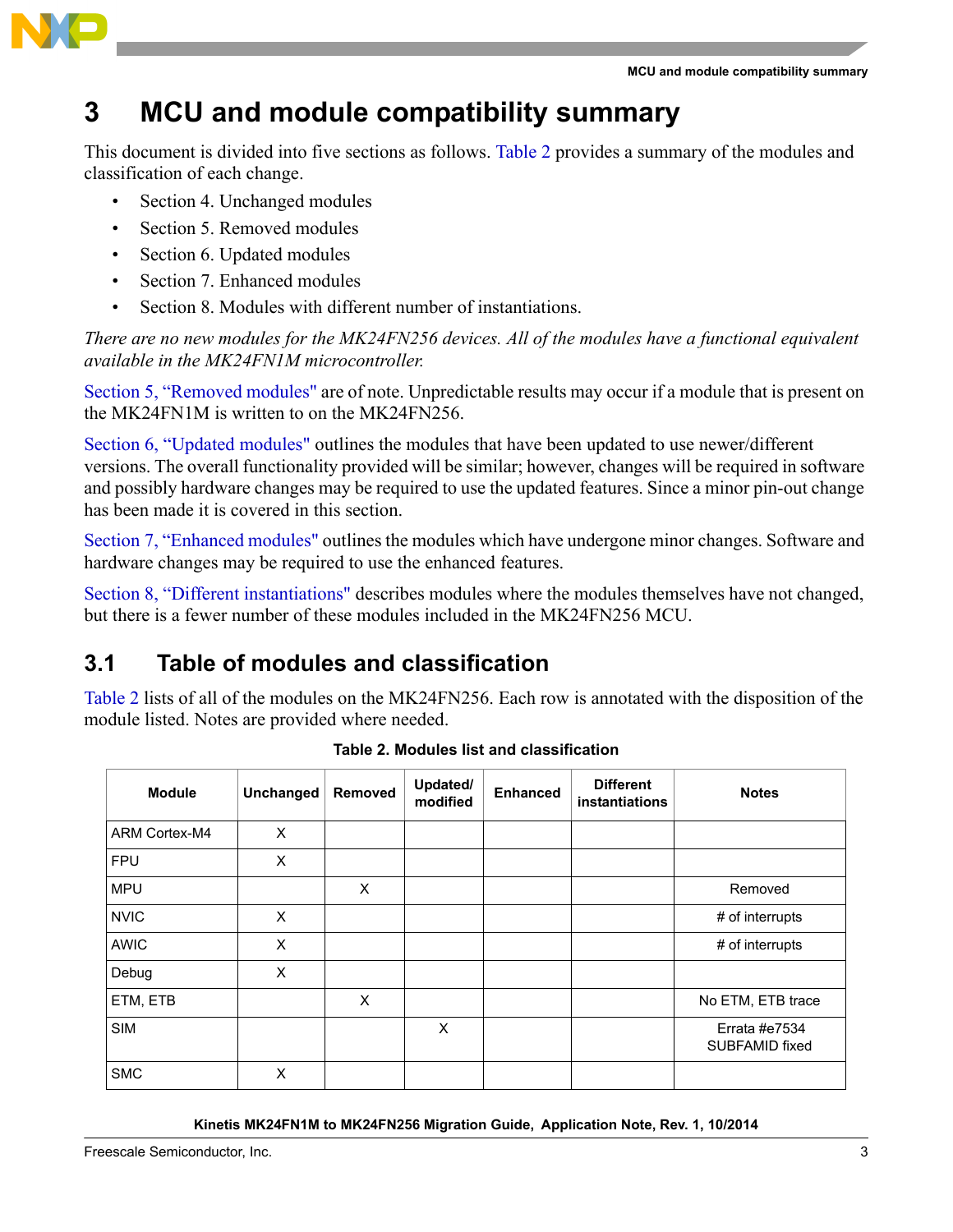## 3 MCU and module compatibility summary

This document is divided into five sections as follows. Table 2 provides a summary of the modules and classification of each change.

- Section 4. Unchanged modules
- Section 5. Removed modules
- Section 6. Updated modules
- Section 7. Enhanced modules
- Section 8. Modules with different number of instantiations.

*There are no new modules for the MK24FN256 devices. All of the modules have a functional equivalent available in the MK24FN1M microcontroller.*

Section 5, "Removed modules" are of note. Unpredictable results may occur if a module that is present on the MK24FN1M is written to on the MK24FN256.

Section 6, "Updated modules" outlines the modules that have been updated to use newer/different versions. The overall functionality provided will be similar; however, changes will be required in software and possibly hardware changes may be required to use the updated features. Since a minor pin-out change has been made it is covered in this section.

Section 7, "Enhanced modules" outlines the modules which have undergone minor changes. Software and hardware changes may be required to use the enhanced features.

Section 8, "Different instantiations" describes modules where the modules themselves have not changed, but there is a fewer number of these modules included in the MK24FN256 MCU.

### 3.1 Table of modules and classification

Table 2 lists of all of the modules on the MK24FN256. Each row is annotated with the disposition of the module listed. Notes are provided where needed.

**Table 2. Modules list and classification**

| Module | Unchanged | Removed | Updated/ modified | Enhanced | Different instantiations | Notes |
|---|---|---|---|---|---|---|
| ARM Cortex-M4 | X | | | | | |
| FPU | X | | | | | |
| MPU | | X | | | | Removed |
| NVIC | X | | | | | # of interrupts |
| AWIC | X | | | | | # of interrupts |
| Debug | X | | | | | |
| ETM, ETB | | X | | | | No ETM, ETB trace |
| SIM | | | X | | | Errata #e7534 SUBFAMID fixed |
| SMC | X | | | | | |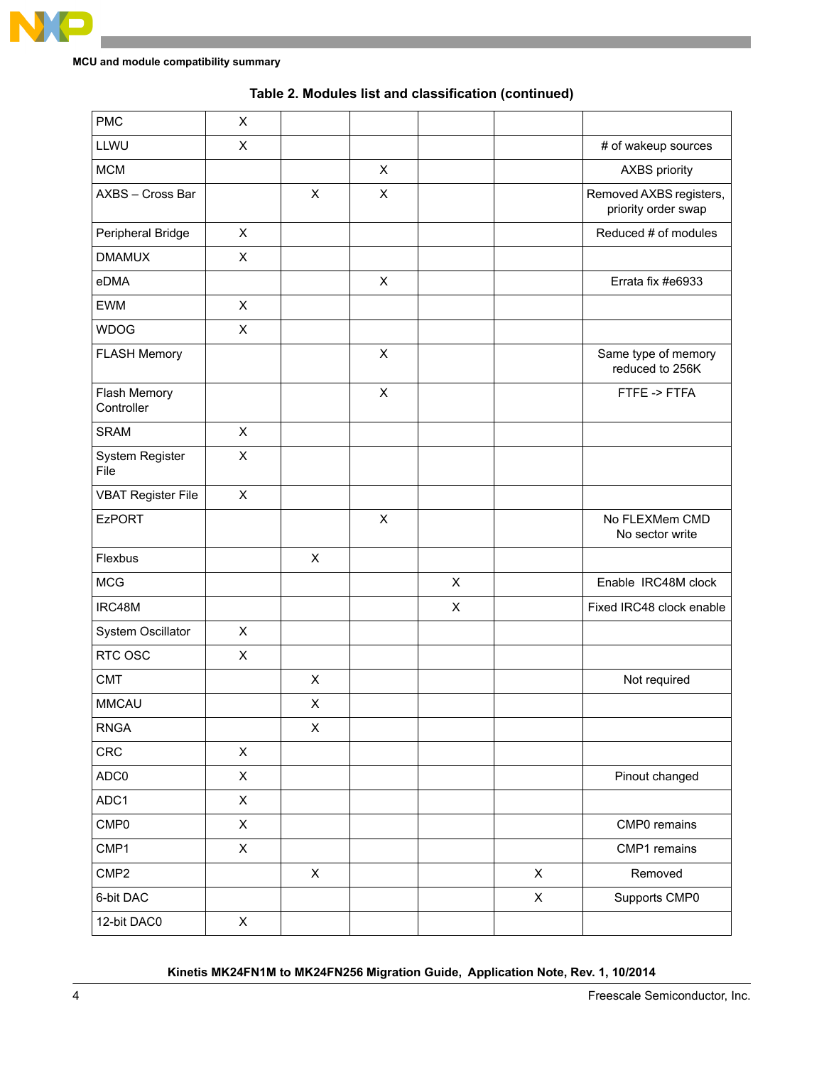Table 2. Modules list and classification (continued)

| | | | | | | |
|---|---|---|---|---|---|---|
| PMC | X | | | | | |
| LLWU | X | | | | | # of wakeup sources |
| MCM | | | X | | | AXBS priority |
| AXBS – Cross Bar | | X | X | | | Removed AXBS registers, priority order swap |
| Peripheral Bridge | X | | | | | Reduced # of modules |
| DMAMUX | X | | | | | |
| eDMA | | | X | | | Errata fix #e6933 |
| EWM | X | | | | | |
| WDOG | X | | | | | |
| FLASH Memory | | | X | | | Same type of memory reduced to 256K |
| Flash Memory Controller | | | X | | | FTFE -> FTFA |
| SRAM | X | | | | | |
| System Register File | X | | | | | |
| VBAT Register File | X | | | | | |
| EzPORT | | | X | | | No FLEXMem CMD No sector write |
| Flexbus | | X | | | | |
| MCG | | | | X | | Enable IRC48M clock |
| IRC48M | | | | X | | Fixed IRC48 clock enable |
| System Oscillator | X | | | | | |
| RTC OSC | X | | | | | |
| CMT | | X | | | | Not required |
| MMCAU | | X | | | | |
| RNGA | | X | | | | |
| CRC | X | | | | | |
| ADC0 | X | | | | | Pinout changed |
| ADC1 | X | | | | | |
| CMP0 | X | | | | | CMP0 remains |
| CMP1 | X | | | | | CMP1 remains |
| CMP2 | | X | | | X | Removed |
| 6-bit DAC | | | | | X | Supports CMP0 |
| 12-bit DAC0 | X | | | | | |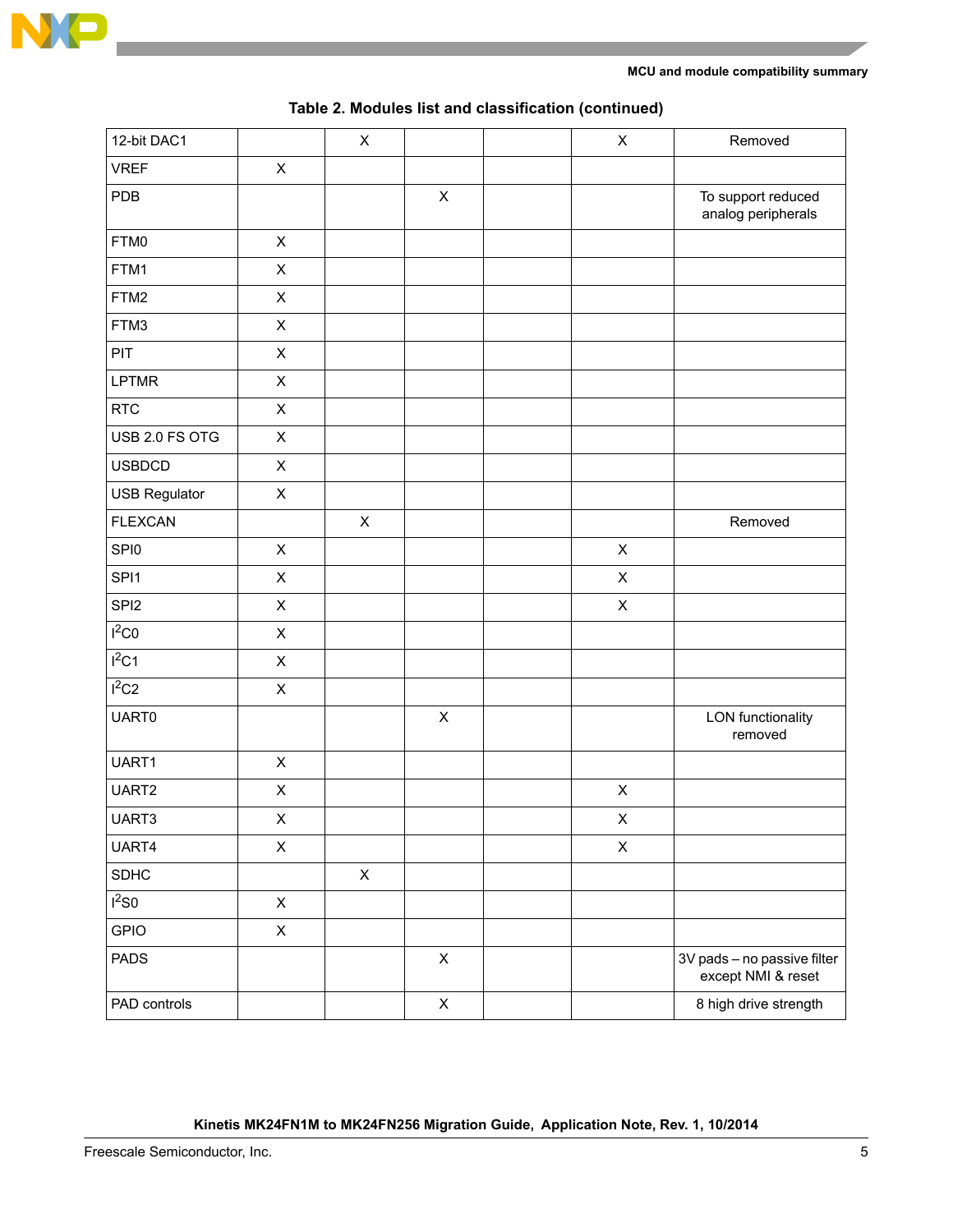Table 2. Modules list and classification (continued)

| | | | | | | |
|---|---|---|---|---|---|---|
| 12-bit DAC1 | | X | | | X | Removed |
| VREF | X | | | | | |
| PDB | | | X | | | To support reduced analog peripherals |
| FTM0 | X | | | | | |
| FTM1 | X | | | | | |
| FTM2 | X | | | | | |
| FTM3 | X | | | | | |
| PIT | X | | | | | |
| LPTMR | X | | | | | |
| RTC | X | | | | | |
| USB 2.0 FS OTG | X | | | | | |
| USBDCD | X | | | | | |
| USB Regulator | X | | | | | |
| FLEXCAN | | X | | | | Removed |
| SPI0 | X | | | | X | |
| SPI1 | X | | | | X | |
| SPI2 | X | | | | X | |
| $I^2C0$ | X | | | | | |
| $I^2C1$ | X | | | | | |
| $I^2C2$ | X | | | | | |
| UART0 | | | X | | | LON functionality removed |
| UART1 | X | | | | | |
| UART2 | X | | | | X | |
| UART3 | X | | | | X | |
| UART4 | X | | | | X | |
| SDHC | | X | | | | |
| $I^2S0$ | X | | | | | |
| GPIO | X | | | | | |
| PADS | | | X | | | 3V pads – no passive filter except NMI & reset |
| PAD controls | | | X | | | 8 high drive strength |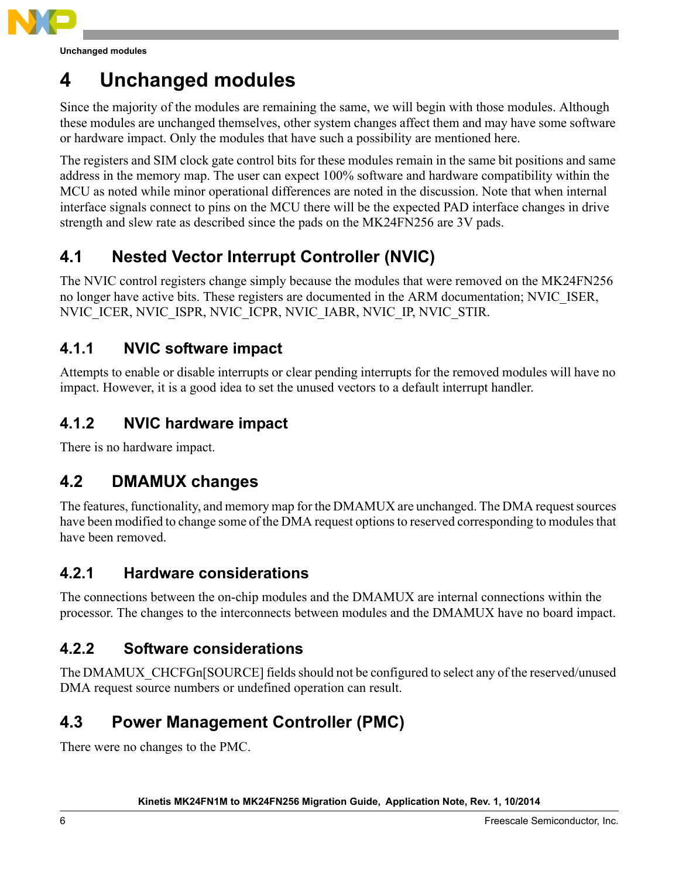# 4 Unchanged modules

Since the majority of the modules are remaining the same, we will begin with those modules. Although these modules are unchanged themselves, other system changes affect them and may have some software or hardware impact. Only the modules that have such a possibility are mentioned here.

The registers and SIM clock gate control bits for these modules remain in the same bit positions and same address in the memory map. The user can expect 100% software and hardware compatibility within the MCU as noted while minor operational differences are noted in the discussion. Note that when internal interface signals connect to pins on the MCU there will be the expected PAD interface changes in drive strength and slew rate as described since the pads on the MK24FN256 are 3V pads.

## 4.1 Nested Vector Interrupt Controller (NVIC)

The NVIC control registers change simply because the modules that were removed on the MK24FN256 no longer have active bits. These registers are documented in the ARM documentation; NVIC_ISER, NVIC_ICER, NVIC_ISPR, NVIC_ICPR, NVIC_IABR, NVIC_IP, NVIC_STIR.

### 4.1.1 NVIC software impact

Attempts to enable or disable interrupts or clear pending interrupts for the removed modules will have no impact. However, it is a good idea to set the unused vectors to a default interrupt handler.

### 4.1.2 NVIC hardware impact

There is no hardware impact.

## 4.2 DMAMUX changes

The features, functionality, and memory map for the DMAMUX are unchanged. The DMA request sources have been modified to change some of the DMA request options to reserved corresponding to modules that have been removed.

### 4.2.1 Hardware considerations

The connections between the on-chip modules and the DMAMUX are internal connections within the processor. The changes to the interconnects between modules and the DMAMUX have no board impact.

### 4.2.2 Software considerations

The DMAMUX_CHCFGn[SOURCE] fields should not be configured to select any of the reserved/unused DMA request source numbers or undefined operation can result.

## 4.3 Power Management Controller (PMC)

There were no changes to the PMC.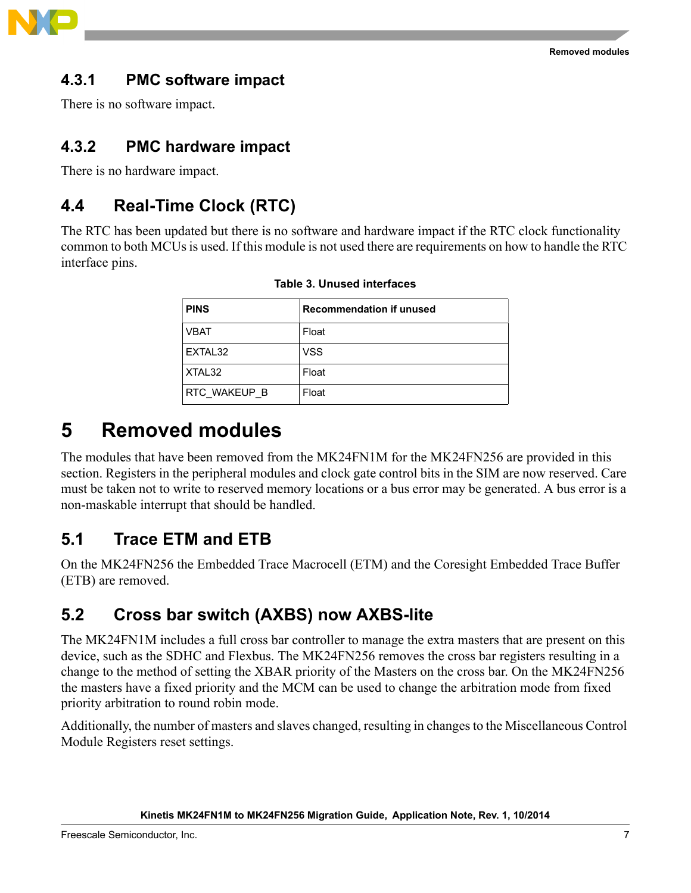### 4.3.1 PMC software impact

There is no software impact.

### 4.3.2 PMC hardware impact

There is no hardware impact.

## 4.4 Real-Time Clock (RTC)

The RTC has been updated but there is no software and hardware impact if the RTC clock functionality common to both MCUs is used. If this module is not used there are requirements on how to handle the RTC interface pins.

**Table 3. Unused interfaces**

| PINS | Recommendation if unused |
| --- | --- |
| VBAT | Float |
| EXTAL32 | VSS |
| XTAL32 | Float |
| RTC_WAKEUP_B | Float |

# 5 Removed modules

The modules that have been removed from the MK24FN1M for the MK24FN256 are provided in this section. Registers in the peripheral modules and clock gate control bits in the SIM are now reserved. Care must be taken not to write to reserved memory locations or a bus error may be generated. A bus error is a non-maskable interrupt that should be handled.

## 5.1 Trace ETM and ETB

On the MK24FN256 the Embedded Trace Macrocell (ETM) and the Coresight Embedded Trace Buffer (ETB) are removed.

## 5.2 Cross bar switch (AXBS) now AXBS-lite

The MK24FN1M includes a full cross bar controller to manage the extra masters that are present on this device, such as the SDHC and Flexbus. The MK24FN256 removes the cross bar registers resulting in a change to the method of setting the XBAR priority of the Masters on the cross bar. On the MK24FN256 the masters have a fixed priority and the MCM can be used to change the arbitration mode from fixed priority arbitration to round robin mode.

Additionally, the number of masters and slaves changed, resulting in changes to the Miscellaneous Control Module Registers reset settings.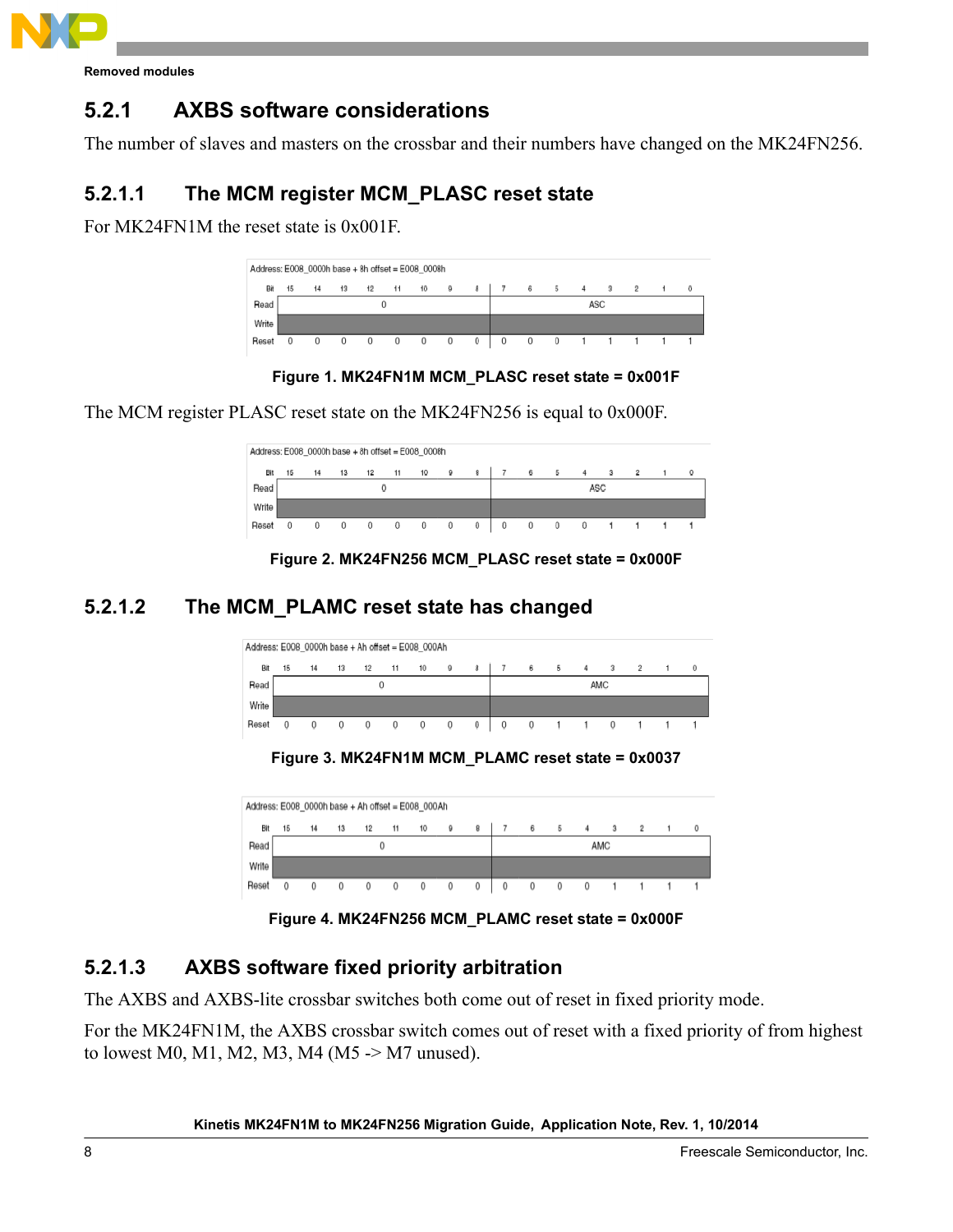Removed modules

### 5.2.1 AXBS software considerations

The number of slaves and masters on the crossbar and their numbers have changed on the MK24FN256.

#### 5.2.1.1 The MCM register MCM_PLASC reset state

For MK24FN1M the reset state is 0x001F.

Address: E008_0000h base + 8h offset = E008_0008h

| Bit | 15 | 14 | 13 | 12 | 11 | 10 | 9 | 8 | 7 | 6 | 5 | 4 | 3 | 2 | 1 | 0 |
|---|---|---|---|---|---|---|---|---|---|---|---|---|---|---|---|---|
| Read | 0 | | | | | | | | ASC | | | | | | | |
| Write | | | | | | | | | | | | | | | | |
| Reset | 0 | 0 | 0 | 0 | 0 | 0 | 0 | 0 | 0 | 0 | 0 | 1 | 1 | 1 | 1 | 1 |

**Figure 1. MK24FN1M MCM_PLASC reset state = 0x001F**

The MCM register PLASC reset state on the MK24FN256 is equal to 0x000F.

Address: E008_0000h base + 8h offset = E008_0008h

| Bit | 15 | 14 | 13 | 12 | 11 | 10 | 9 | 8 | 7 | 6 | 5 | 4 | 3 | 2 | 1 | 0 |
|---|---|---|---|---|---|---|---|---|---|---|---|---|---|---|---|---|
| Read | 0 | | | | | | | | ASC | | | | | | | |
| Write | | | | | | | | | | | | | | | | |
| Reset | 0 | 0 | 0 | 0 | 0 | 0 | 0 | 0 | 0 | 0 | 0 | 0 | 1 | 1 | 1 | 1 |

**Figure 2. MK24FN256 MCM_PLASC reset state = 0x000F**

#### 5.2.1.2 The MCM_PLAMC reset state has changed

Address: E008_0000h base + Ah offset = E008_000Ah

| Bit | 15 | 14 | 13 | 12 | 11 | 10 | 9 | 8 | 7 | 6 | 5 | 4 | 3 | 2 | 1 | 0 |
|---|---|---|---|---|---|---|---|---|---|---|---|---|---|---|---|---|
| Read | 0 | | | | | | | | AMC | | | | | | | |
| Write | | | | | | | | | | | | | | | | |
| Reset | 0 | 0 | 0 | 0 | 0 | 0 | 0 | 0 | 0 | 0 | 1 | 1 | 0 | 1 | 1 | 1 |

**Figure 3. MK24FN1M MCM_PLAMC reset state = 0x0037**

Address: E008_0000h base + Ah offset = E008_000Ah

| Bit | 15 | 14 | 13 | 12 | 11 | 10 | 9 | 8 | 7 | 6 | 5 | 4 | 3 | 2 | 1 | 0 |
|---|---|---|---|---|---|---|---|---|---|---|---|---|---|---|---|---|
| Read | 0 | | | | | | | | AMC | | | | | | | |
| Write | | | | | | | | | | | | | | | | |
| Reset | 0 | 0 | 0 | 0 | 0 | 0 | 0 | 0 | 0 | 0 | 0 | 0 | 1 | 1 | 1 | 1 |

**Figure 4. MK24FN256 MCM_PLAMC reset state = 0x000F**

#### 5.2.1.3 AXBS software fixed priority arbitration

The AXBS and AXBS-lite crossbar switches both come out of reset in fixed priority mode.

For the MK24FN1M, the AXBS crossbar switch comes out of reset with a fixed priority of from highest to lowest M0, M1, M2, M3, M4 (M5 -> M7 unused).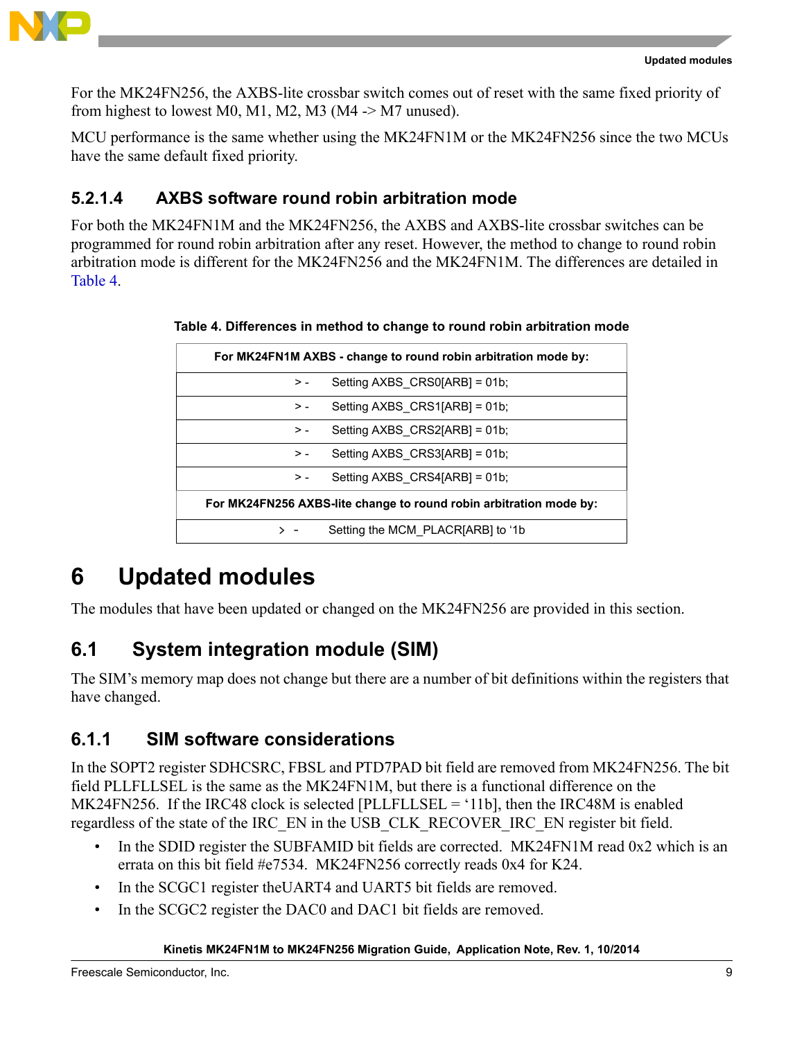For the MK24FN256, the AXBS-lite crossbar switch comes out of reset with the same fixed priority of from highest to lowest M0, M1, M2, M3 (M4 -> M7 unused).

MCU performance is the same whether using the MK24FN1M or the MK24FN256 since the two MCUs have the same default fixed priority.

### 5.2.1.4 AXBS software round robin arbitration mode

For both the MK24FN1M and the MK24FN256, the AXBS and AXBS-lite crossbar switches can be programmed for round robin arbitration after any reset. However, the method to change to round robin arbitration mode is different for the MK24FN256 and the MK24FN1M. The differences are detailed in Table 4.

**Table 4. Differences in method to change to round robin arbitration mode**

| For MK24FN1M AXBS - change to round robin arbitration mode by: |
|---|
| > - Setting AXBS_CRS0[ARB] = 01b; |
| > - Setting AXBS_CRS1[ARB] = 01b; |
| > - Setting AXBS_CRS2[ARB] = 01b; |
| > - Setting AXBS_CRS3[ARB] = 01b; |
| > - Setting AXBS_CRS4[ARB] = 01b; |
| **For MK24FN256 AXBS-lite change to round robin arbitration mode by:** |
| > - Setting the MCM_PLACR[ARB] to '1b |

# 6 Updated modules

The modules that have been updated or changed on the MK24FN256 are provided in this section.

## 6.1 System integration module (SIM)

The SIM's memory map does not change but there are a number of bit definitions within the registers that have changed.

### 6.1.1 SIM software considerations

In the SOPT2 register SDHCSRC, FBSL and PTD7PAD bit field are removed from MK24FN256. The bit field PLLFLLSEL is the same as the MK24FN1M, but there is a functional difference on the MK24FN256. If the IRC48 clock is selected [PLLFLLSEL = '11b], then the IRC48M is enabled regardless of the state of the IRC_EN in the USB_CLK_RECOVER_IRC_EN register bit field.

- In the SDID register the SUBFAMID bit fields are corrected. MK24FN1M read 0x2 which is an errata on this bit field #e7534. MK24FN256 correctly reads 0x4 for K24.
- In the SCGC1 register theUART4 and UART5 bit fields are removed.
- In the SCGC2 register the DAC0 and DAC1 bit fields are removed.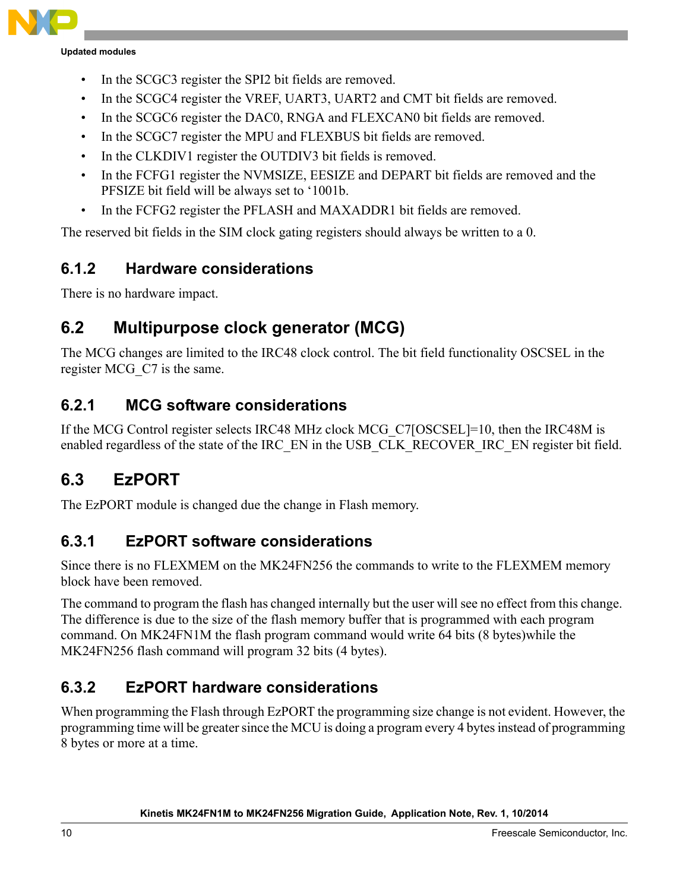- In the SCGC3 register the SPI2 bit fields are removed.
- In the SCGC4 register the VREF, UART3, UART2 and CMT bit fields are removed.
- In the SCGC6 register the DAC0, RNGA and FLEXCAN0 bit fields are removed.
- In the SCGC7 register the MPU and FLEXBUS bit fields are removed.
- In the CLKDIV1 register the OUTDIV3 bit fields is removed.
- In the FCFG1 register the NVMSIZE, EESIZE and DEPART bit fields are removed and the PFSIZE bit field will be always set to '1001b.
- In the FCFG2 register the PFLASH and MAXADDR1 bit fields are removed.

The reserved bit fields in the SIM clock gating registers should always be written to a 0.

### 6.1.2 Hardware considerations

There is no hardware impact.

## 6.2 Multipurpose clock generator (MCG)

The MCG changes are limited to the IRC48 clock control. The bit field functionality OSCSEL in the register MCG_C7 is the same.

### 6.2.1 MCG software considerations

If the MCG Control register selects IRC48 MHz clock MCG_C7[OSCSEL]=10, then the IRC48M is enabled regardless of the state of the IRC_EN in the USB_CLK_RECOVER_IRC_EN register bit field.

## 6.3 EzPORT

The EzPORT module is changed due the change in Flash memory.

### 6.3.1 EzPORT software considerations

Since there is no FLEXMEM on the MK24FN256 the commands to write to the FLEXMEM memory block have been removed.

The command to program the flash has changed internally but the user will see no effect from this change. The difference is due to the size of the flash memory buffer that is programmed with each program command. On MK24FN1M the flash program command would write 64 bits (8 bytes)while the MK24FN256 flash command will program 32 bits (4 bytes).

### 6.3.2 EzPORT hardware considerations

When programming the Flash through EzPORT the programming size change is not evident. However, the programming time will be greater since the MCU is doing a program every 4 bytes instead of programming 8 bytes or more at a time.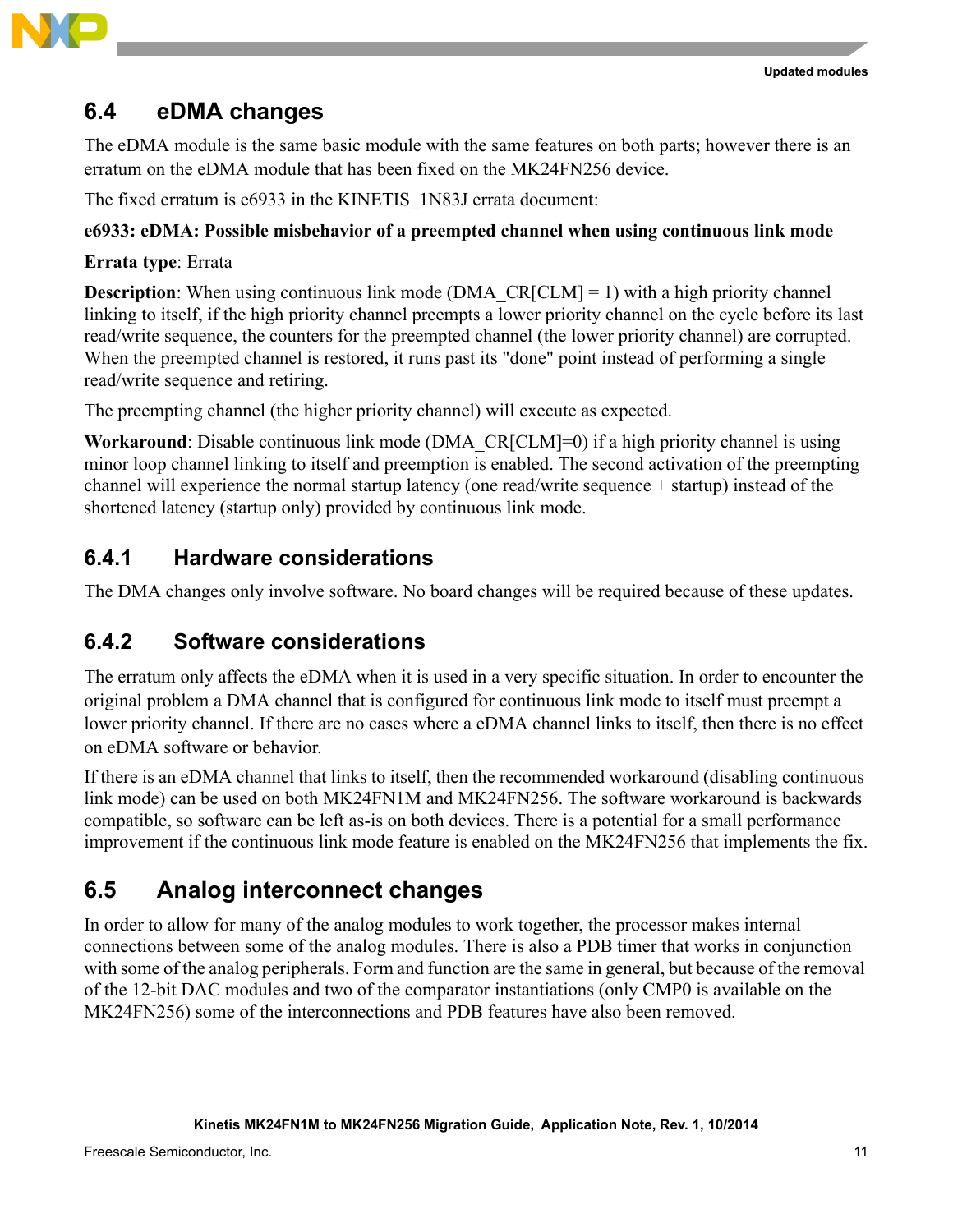## 6.4 eDMA changes

The eDMA module is the same basic module with the same features on both parts; however there is an erratum on the eDMA module that has been fixed on the MK24FN256 device.

The fixed erratum is e6933 in the KINETIS_1N83J errata document:

**e6933: eDMA: Possible misbehavior of a preempted channel when using continuous link mode**

**Errata type**: Errata

**Description**: When using continuous link mode (DMA_CR[CLM] = 1) with a high priority channel linking to itself, if the high priority channel preempts a lower priority channel on the cycle before its last read/write sequence, the counters for the preempted channel (the lower priority channel) are corrupted. When the preempted channel is restored, it runs past its "done" point instead of performing a single read/write sequence and retiring.

The preempting channel (the higher priority channel) will execute as expected.

**Workaround**: Disable continuous link mode (DMA_CR[CLM]=0) if a high priority channel is using minor loop channel linking to itself and preemption is enabled. The second activation of the preempting channel will experience the normal startup latency (one read/write sequence + startup) instead of the shortened latency (startup only) provided by continuous link mode.

### 6.4.1 Hardware considerations

The DMA changes only involve software. No board changes will be required because of these updates.

### 6.4.2 Software considerations

The erratum only affects the eDMA when it is used in a very specific situation. In order to encounter the original problem a DMA channel that is configured for continuous link mode to itself must preempt a lower priority channel. If there are no cases where a eDMA channel links to itself, then there is no effect on eDMA software or behavior.

If there is an eDMA channel that links to itself, then the recommended workaround (disabling continuous link mode) can be used on both MK24FN1M and MK24FN256. The software workaround is backwards compatible, so software can be left as-is on both devices. There is a potential for a small performance improvement if the continuous link mode feature is enabled on the MK24FN256 that implements the fix.

## 6.5 Analog interconnect changes

In order to allow for many of the analog modules to work together, the processor makes internal connections between some of the analog modules. There is also a PDB timer that works in conjunction with some of the analog peripherals. Form and function are the same in general, but because of the removal of the 12-bit DAC modules and two of the comparator instantiations (only CMP0 is available on the MK24FN256) some of the interconnections and PDB features have also been removed.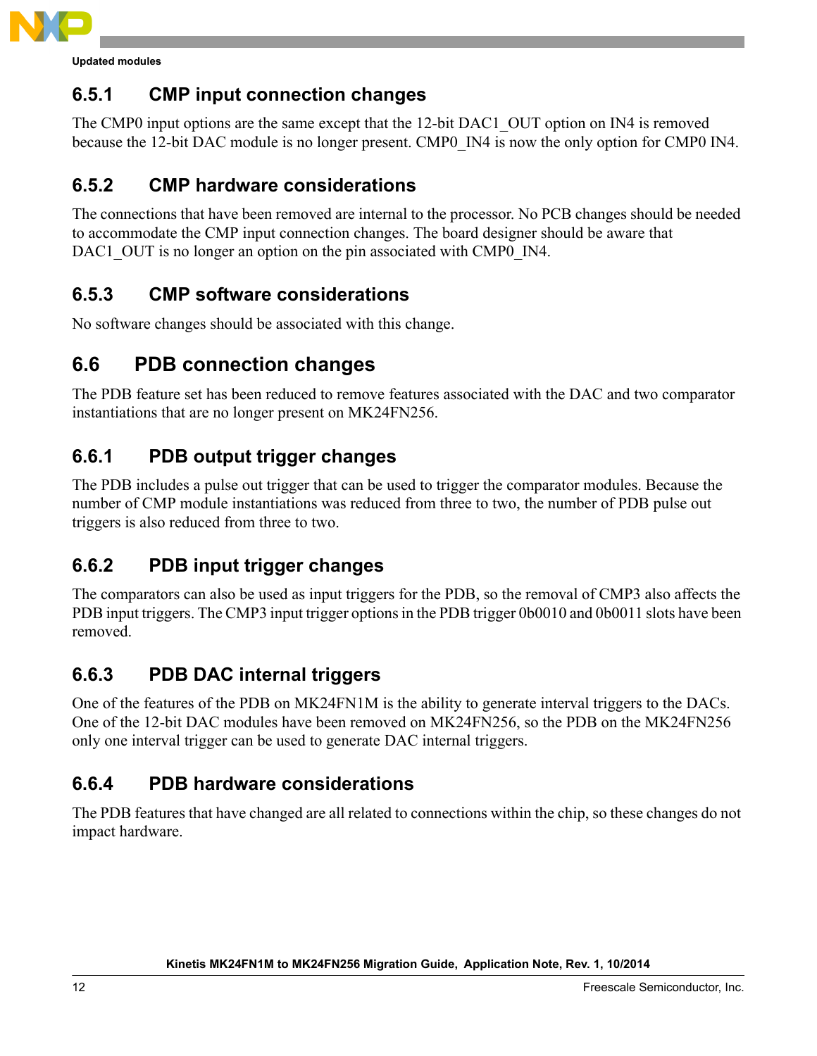### 6.5.1 CMP input connection changes

The CMP0 input options are the same except that the 12-bit DAC1_OUT option on IN4 is removed because the 12-bit DAC module is no longer present. CMP0_IN4 is now the only option for CMP0 IN4.

### 6.5.2 CMP hardware considerations

The connections that have been removed are internal to the processor. No PCB changes should be needed to accommodate the CMP input connection changes. The board designer should be aware that DAC1_OUT is no longer an option on the pin associated with CMP0_IN4.

### 6.5.3 CMP software considerations

No software changes should be associated with this change.

## 6.6 PDB connection changes

The PDB feature set has been reduced to remove features associated with the DAC and two comparator instantiations that are no longer present on MK24FN256.

### 6.6.1 PDB output trigger changes

The PDB includes a pulse out trigger that can be used to trigger the comparator modules. Because the number of CMP module instantiations was reduced from three to two, the number of PDB pulse out triggers is also reduced from three to two.

### 6.6.2 PDB input trigger changes

The comparators can also be used as input triggers for the PDB, so the removal of CMP3 also affects the PDB input triggers. The CMP3 input trigger options in the PDB trigger 0b0010 and 0b0011 slots have been removed.

### 6.6.3 PDB DAC internal triggers

One of the features of the PDB on MK24FN1M is the ability to generate interval triggers to the DACs. One of the 12-bit DAC modules have been removed on MK24FN256, so the PDB on the MK24FN256 only one interval trigger can be used to generate DAC internal triggers.

### 6.6.4 PDB hardware considerations

The PDB features that have changed are all related to connections within the chip, so these changes do not impact hardware.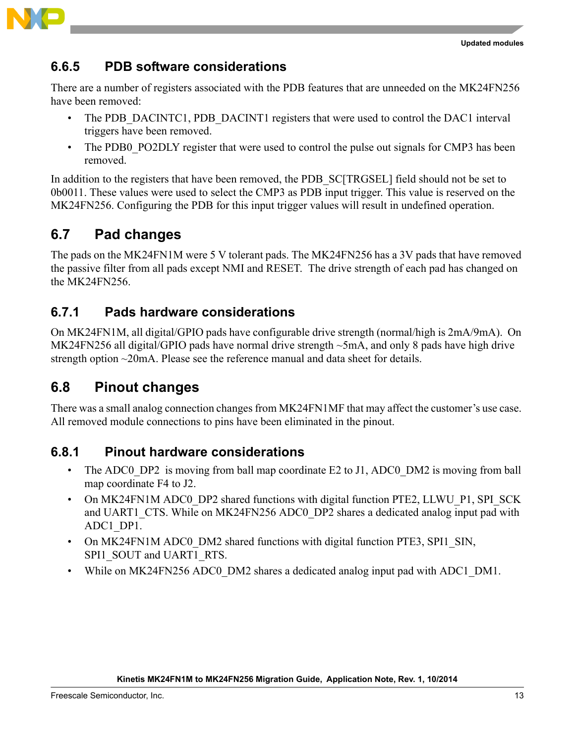### 6.6.5 PDB software considerations

There are a number of registers associated with the PDB features that are unneeded on the MK24FN256 have been removed:

- The PDB_DACINTC1, PDB_DACINT1 registers that were used to control the DAC1 interval triggers have been removed.
- The PDB0_PO2DLY register that were used to control the pulse out signals for CMP3 has been removed.

In addition to the registers that have been removed, the PDB_SC[TRGSEL] field should not be set to 0b0011. These values were used to select the CMP3 as PDB input trigger. This value is reserved on the MK24FN256. Configuring the PDB for this input trigger values will result in undefined operation.

## 6.7 Pad changes

The pads on the MK24FN1M were 5 V tolerant pads. The MK24FN256 has a 3V pads that have removed the passive filter from all pads except NMI and RESET. The drive strength of each pad has changed on the MK24FN256.

### 6.7.1 Pads hardware considerations

On MK24FN1M, all digital/GPIO pads have configurable drive strength (normal/high is 2mA/9mA). On MK24FN256 all digital/GPIO pads have normal drive strength ~5mA, and only 8 pads have high drive strength option ~20mA. Please see the reference manual and data sheet for details.

## 6.8 Pinout changes

There was a small analog connection changes from MK24FN1MF that may affect the customer's use case. All removed module connections to pins have been eliminated in the pinout.

### 6.8.1 Pinout hardware considerations

- The ADC0_DP2 is moving from ball map coordinate E2 to J1, ADC0_DM2 is moving from ball map coordinate F4 to J2.
- On MK24FN1M ADC0_DP2 shared functions with digital function PTE2, LLWU_P1, SPI_SCK and UART1_CTS. While on MK24FN256 ADC0_DP2 shares a dedicated analog input pad with ADC1_DP1.
- On MK24FN1M ADC0_DM2 shared functions with digital function PTE3, SPI1_SIN, SPI1_SOUT and UART1_RTS.
- While on MK24FN256 ADC0_DM2 shares a dedicated analog input pad with ADC1_DM1.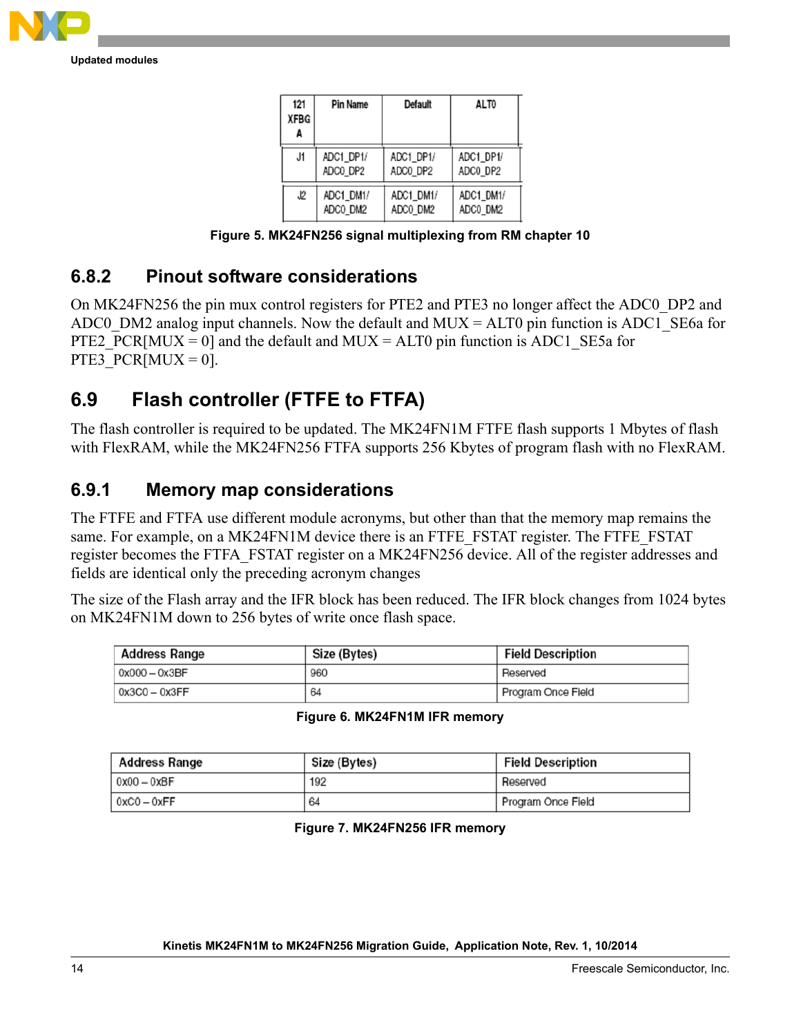| 121 XFBG A | Pin Name | Default | ALT0 |
| --- | --- | --- | --- |
| J1 | ADC1_DP1/ ADC0_DP2 | ADC1_DP1/ ADC0_DP2 | ADC1_DP1/ ADC0_DP2 |
| J2 | ADC1_DM1/ ADC0_DM2 | ADC1_DM1/ ADC0_DM2 | ADC1_DM1/ ADC0_DM2 |

**Figure 5. MK24FN256 signal multiplexing from RM chapter 10**

### 6.8.2 Pinout software considerations

On MK24FN256 the pin mux control registers for PTE2 and PTE3 no longer affect the ADC0_DP2 and ADC0_DM2 analog input channels. Now the default and MUX = ALT0 pin function is ADC1_SE6a for PTE2_PCR[MUX = 0] and the default and MUX = ALT0 pin function is ADC1_SE5a for PTE3_PCR[MUX = 0].

## 6.9 Flash controller (FTFE to FTFA)

The flash controller is required to be updated. The MK24FN1M FTFE flash supports 1 Mbytes of flash with FlexRAM, while the MK24FN256 FTFA supports 256 Kbytes of program flash with no FlexRAM.

### 6.9.1 Memory map considerations

The FTFE and FTFA use different module acronyms, but other than that the memory map remains the same. For example, on a MK24FN1M device there is an FTFE_FSTAT register. The FTFE_FSTAT register becomes the FTFA_FSTAT register on a MK24FN256 device. All of the register addresses and fields are identical only the preceding acronym changes

The size of the Flash array and the IFR block has been reduced. The IFR block changes from 1024 bytes on MK24FN1M down to 256 bytes of write once flash space.

| Address Range | Size (Bytes) | Field Description |
| --- | --- | --- |
| 0x000 – 0x3BF | 960 | Reserved |
| 0x3C0 – 0x3FF | 64 | Program Once Field |

**Figure 6. MK24FN1M IFR memory**

| Address Range | Size (Bytes) | Field Description |
| --- | --- | --- |
| 0x00 – 0xBF | 192 | Reserved |
| 0xC0 – 0xFF | 64 | Program Once Field |

**Figure 7. MK24FN256 IFR memory**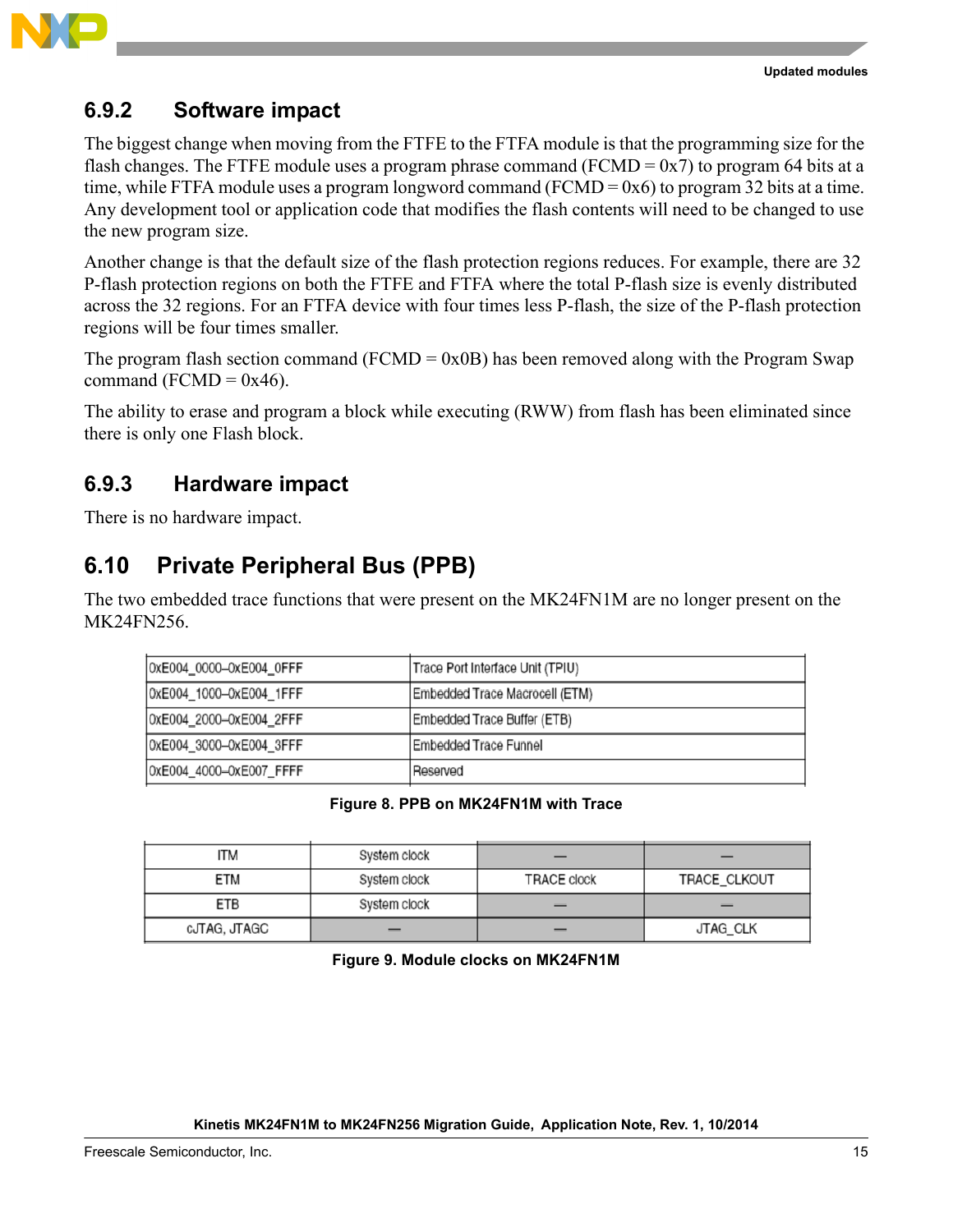### 6.9.2 Software impact

The biggest change when moving from the FTFE to the FTFA module is that the programming size for the flash changes. The FTFE module uses a program phrase command (FCMD = 0x7) to program 64 bits at a time, while FTFA module uses a program longword command (FCMD = 0x6) to program 32 bits at a time. Any development tool or application code that modifies the flash contents will need to be changed to use the new program size.

Another change is that the default size of the flash protection regions reduces. For example, there are 32 P-flash protection regions on both the FTFE and FTFA where the total P-flash size is evenly distributed across the 32 regions. For an FTFA device with four times less P-flash, the size of the P-flash protection regions will be four times smaller.

The program flash section command (FCMD = 0x0B) has been removed along with the Program Swap command (FCMD = 0x46).

The ability to erase and program a block while executing (RWW) from flash has been eliminated since there is only one Flash block.

### 6.9.3 Hardware impact

There is no hardware impact.

## 6.10 Private Peripheral Bus (PPB)

The two embedded trace functions that were present on the MK24FN1M are no longer present on the MK24FN256.

| | |
|---|---|
| 0xE004_0000–0xE004_0FFF | Trace Port Interface Unit (TPIU) |
| 0xE004_1000–0xE004_1FFF | Embedded Trace Macrocell (ETM) |
| 0xE004_2000–0xE004_2FFF | Embedded Trace Buffer (ETB) |
| 0xE004_3000–0xE004_3FFF | Embedded Trace Funnel |
| 0xE004_4000–0xE007_FFFF | Reserved |

**Figure 8. PPB on MK24FN1M with Trace**

| | | | |
|---|---|---|---|
| ITM | System clock | — | — |
| ETM | System clock | TRACE clock | TRACE_CLKOUT |
| ETB | System clock | — | — |
| cJTAG, JTAGC | — | — | JTAG_CLK |

**Figure 9. Module clocks on MK24FN1M**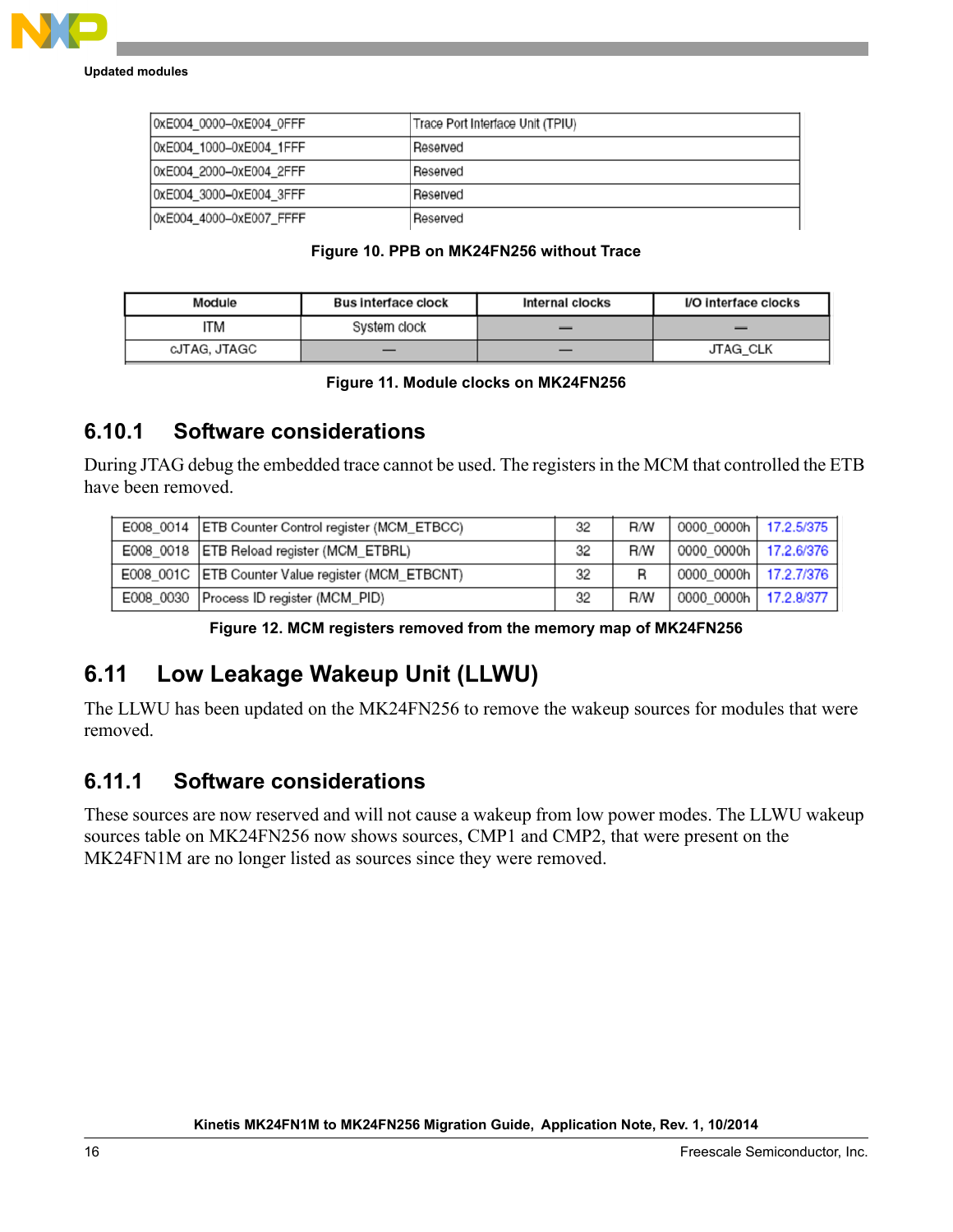| 0xE004_0000–0xE004_0FFF | Trace Port Interface Unit (TPIU) |
|---|---|
| 0xE004_1000–0xE004_1FFF | Reserved |
| 0xE004_2000–0xE004_2FFF | Reserved |
| 0xE004_3000–0xE004_3FFF | Reserved |
| 0xE004_4000–0xE007_FFFF | Reserved |

**Figure 10. PPB on MK24FN256 without Trace**

| Module | Bus interface clock | Internal clocks | I/O interface clocks |
|---|---|---|---|
| ITM | System clock | — | — |
| cJTAG, JTAGC | — | — | JTAG_CLK |

**Figure 11. Module clocks on MK24FN256**

### 6.10.1 Software considerations

During JTAG debug the embedded trace cannot be used. The registers in the MCM that controlled the ETB have been removed.

| | | | | | |
|---|---|---|---|---|---|
| E008_0014 | ETB Counter Control register (MCM_ETBCC) | 32 | R/W | 0000_0000h | 17.2.5/375 |
| E008_0018 | ETB Reload register (MCM_ETBRL) | 32 | R/W | 0000_0000h | 17.2.6/376 |
| E008_001C | ETB Counter Value register (MCM_ETBCNT) | 32 | R | 0000_0000h | 17.2.7/376 |
| E008_0030 | Process ID register (MCM_PID) | 32 | R/W | 0000_0000h | 17.2.8/377 |

**Figure 12. MCM registers removed from the memory map of MK24FN256**

## 6.11 Low Leakage Wakeup Unit (LLWU)

The LLWU has been updated on the MK24FN256 to remove the wakeup sources for modules that were removed.

### 6.11.1 Software considerations

These sources are now reserved and will not cause a wakeup from low power modes. The LLWU wakeup sources table on MK24FN256 now shows sources, CMP1 and CMP2, that were present on the MK24FN1M are no longer listed as sources since they were removed.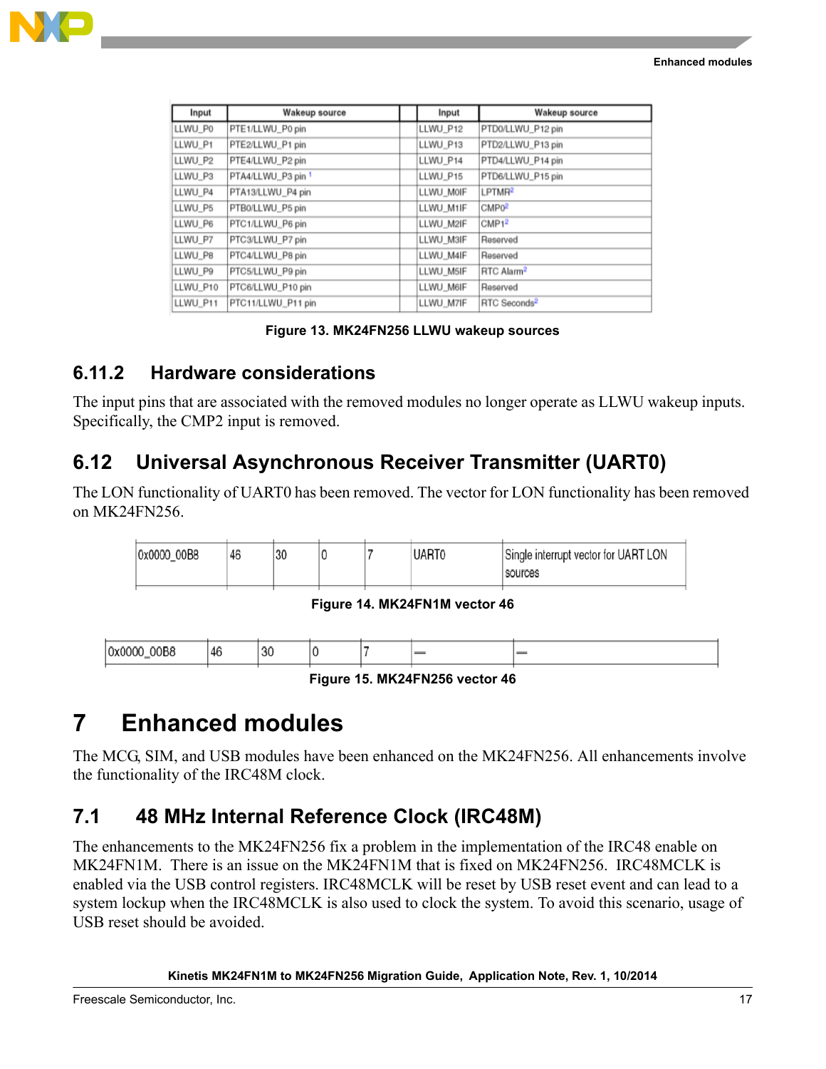| Input | Wakeup source | | Input | Wakeup source |
|---|---|---|---|---|
| LLWU_P0 | PTE1/LLWU_P0 pin | | LLWU_P12 | PTD0/LLWU_P12 pin |
| LLWU_P1 | PTE2/LLWU_P1 pin | | LLWU_P13 | PTD2/LLWU_P13 pin |
| LLWU_P2 | PTE4/LLWU_P2 pin | | LLWU_P14 | PTD4/LLWU_P14 pin |
| LLWU_P3 | PTA4/LLWU_P3 pin [1] | | LLWU_P15 | PTD6/LLWU_P15 pin |
| LLWU_P4 | PTA13/LLWU_P4 pin | | LLWU_M0IF | LPTMR[2] |
| LLWU_P5 | PTB0/LLWU_P5 pin | | LLWU_M1IF | CMP0[2] |
| LLWU_P6 | PTC1/LLWU_P6 pin | | LLWU_M2IF | CMP1[2] |
| LLWU_P7 | PTC3/LLWU_P7 pin | | LLWU_M3IF | Reserved |
| LLWU_P8 | PTC4/LLWU_P8 pin | | LLWU_M4IF | Reserved |
| LLWU_P9 | PTC5/LLWU_P9 pin | | LLWU_M5IF | RTC Alarm[2] |
| LLWU_P10 | PTC6/LLWU_P10 pin | | LLWU_M6IF | Reserved |
| LLWU_P11 | PTC11/LLWU_P11 pin | | LLWU_M7IF | RTC Seconds[2] |

**Figure 13. MK24FN256 LLWU wakeup sources**

### 6.11.2 Hardware considerations

The input pins that are associated with the removed modules no longer operate as LLWU wakeup inputs. Specifically, the CMP2 input is removed.

## 6.12 Universal Asynchronous Receiver Transmitter (UART0)

The LON functionality of UART0 has been removed. The vector for LON functionality has been removed on MK24FN256.

| | | | | | | |
|---|---|---|---|---|---|---|
| 0x0000_00B8 | 46 | 30 | 0 | 7 | UART0 | Single interrupt vector for UART LON sources |

**Figure 14. MK24FN1M vector 46**

| | | | | | | |
|---|---|---|---|---|---|---|
| 0x0000_00B8 | 46 | 30 | 0 | 7 | — | — |

**Figure 15. MK24FN256 vector 46**

# 7 Enhanced modules

The MCG, SIM, and USB modules have been enhanced on the MK24FN256. All enhancements involve the functionality of the IRC48M clock.

## 7.1 48 MHz Internal Reference Clock (IRC48M)

The enhancements to the MK24FN256 fix a problem in the implementation of the IRC48 enable on MK24FN1M. There is an issue on the MK24FN1M that is fixed on MK24FN256. IRC48MCLK is enabled via the USB control registers. IRC48MCLK will be reset by USB reset event and can lead to a system lockup when the IRC48MCLK is also used to clock the system. To avoid this scenario, usage of USB reset should be avoided.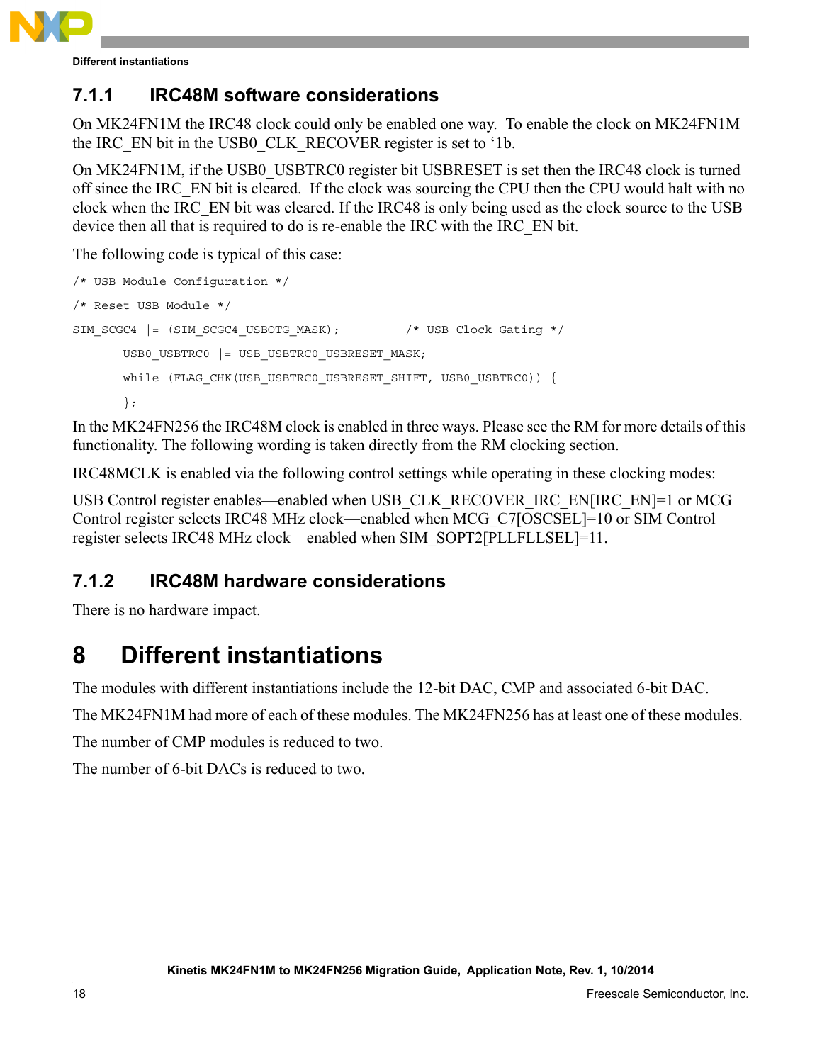### 7.1.1 IRC48M software considerations

On MK24FN1M the IRC48 clock could only be enabled one way. To enable the clock on MK24FN1M the IRC_EN bit in the USB0_CLK_RECOVER register is set to ‘1b.

On MK24FN1M, if the USB0_USBTRC0 register bit USBRESET is set then the IRC48 clock is turned off since the IRC_EN bit is cleared. If the clock was sourcing the CPU then the CPU would halt with no clock when the IRC_EN bit was cleared. If the IRC48 is only being used as the clock source to the USB device then all that is required to do is re-enable the IRC with the IRC_EN bit.

The following code is typical of this case:

```
/* USB Module Configuration */
/* Reset USB Module */
SIM_SCGC4 |= (SIM_SCGC4_USBOTG_MASK);          /* USB Clock Gating */
       USB0_USBTRC0 |= USB_USBTRC0_USBRESET_MASK;
       while (FLAG_CHK(USB_USBTRC0_USBRESET_SHIFT, USB0_USBTRC0)) {
       };
```

In the MK24FN256 the IRC48M clock is enabled in three ways. Please see the RM for more details of this functionality. The following wording is taken directly from the RM clocking section.

IRC48MCLK is enabled via the following control settings while operating in these clocking modes:

USB Control register enables—enabled when USB_CLK_RECOVER_IRC_EN[IRC_EN]=1 or MCG Control register selects IRC48 MHz clock—enabled when MCG_C7[OSCSEL]=10 or SIM Control register selects IRC48 MHz clock—enabled when SIM_SOPT2[PLLFLLSEL]=11.

### 7.1.2 IRC48M hardware considerations

There is no hardware impact.

# 8 Different instantiations

The modules with different instantiations include the 12-bit DAC, CMP and associated 6-bit DAC.

The MK24FN1M had more of each of these modules. The MK24FN256 has at least one of these modules.

The number of CMP modules is reduced to two.

The number of 6-bit DACs is reduced to two.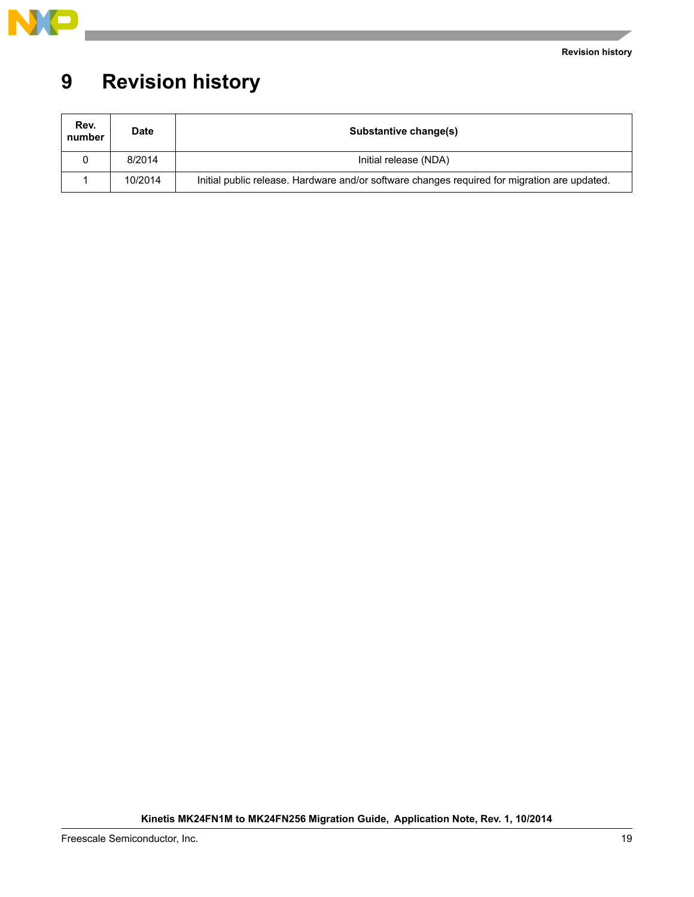# 9 Revision history

| Rev. number | Date | Substantive change(s) |
|---|---|---|
| 0 | 8/2014 | Initial release (NDA) |
| 1 | 10/2014 | Initial public release. Hardware and/or software changes required for migration are updated. |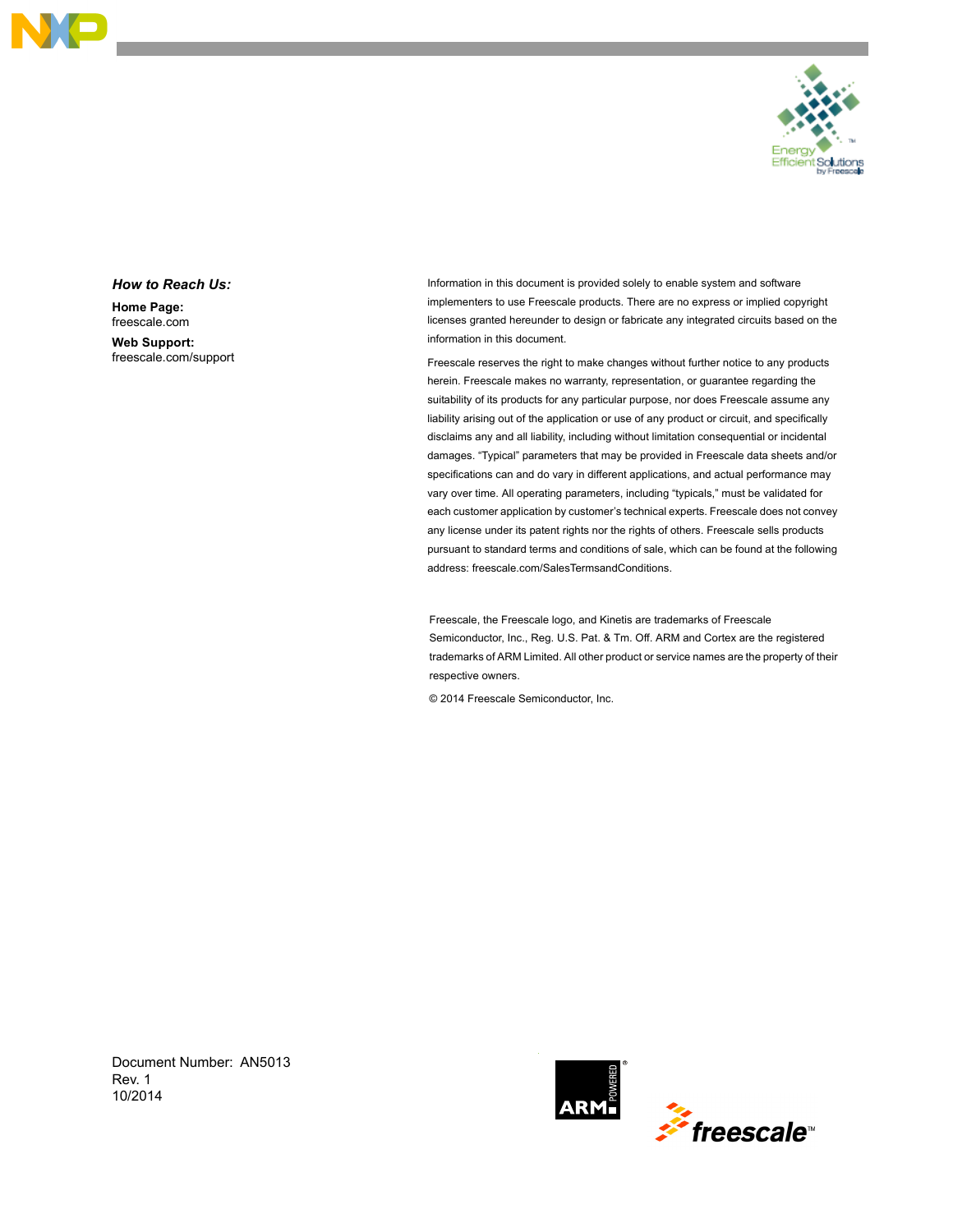*How to Reach Us:*

**Home Page:**
freescale.com

**Web Support:**
freescale.com/support

Information in this document is provided solely to enable system and software implementers to use Freescale products. There are no express or implied copyright licenses granted hereunder to design or fabricate any integrated circuits based on the information in this document.

Freescale reserves the right to make changes without further notice to any products herein. Freescale makes no warranty, representation, or guarantee regarding the suitability of its products for any particular purpose, nor does Freescale assume any liability arising out of the application or use of any product or circuit, and specifically disclaims any and all liability, including without limitation consequential or incidental damages. "Typical" parameters that may be provided in Freescale data sheets and/or specifications can and do vary in different applications, and actual performance may vary over time. All operating parameters, including "typicals," must be validated for each customer application by customer's technical experts. Freescale does not convey any license under its patent rights nor the rights of others. Freescale sells products pursuant to standard terms and conditions of sale, which can be found at the following address: freescale.com/SalesTermsandConditions.

Freescale, the Freescale logo, and Kinetis are trademarks of Freescale Semiconductor, Inc., Reg. U.S. Pat. & Tm. Off. ARM and Cortex are the registered trademarks of ARM Limited. All other product or service names are the property of their respective owners.

© 2014 Freescale Semiconductor, Inc.

Document Number: AN5013
Rev. 1
10/2014